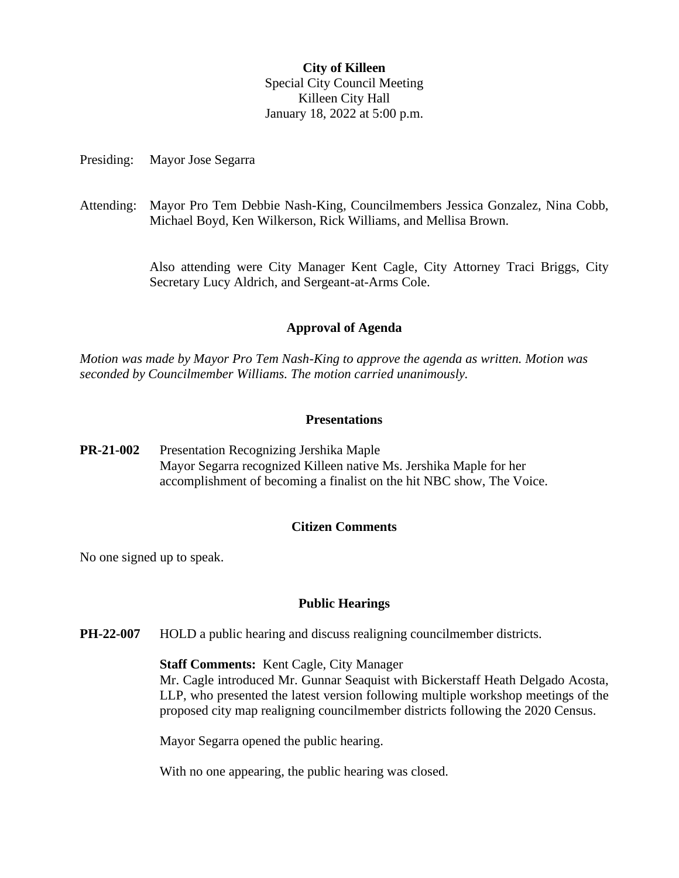**City of Killeen**

Special City Council Meeting

Killeen City Hall

January 18, 2022 at 5:00 p.m.

Presiding: Mayor Jose Segarra

Attending: Mayor Pro Tem Debbie Nash-King, Councilmembers Jessica Gonzalez, Nina Cobb, Michael Boyd, Ken Wilkerson, Rick Williams, and Mellisa Brown.

Also attending were City Manager Kent Cagle, City Attorney Traci Briggs, City Secretary Lucy Aldrich, and Sergeant-at-Arms Cole.

## Approval of Agenda

*Motion was made by Mayor Pro Tem Nash-King to approve the agenda as written. Motion was seconded by Councilmember Williams. The motion carried unanimously.*

## Presentations

**PR-21-002** Presentation Recognizing Jershika Maple

Mayor Segarra recognized Killeen native Ms. Jershika Maple for her accomplishment of becoming a finalist on the hit NBC show, The Voice.

## Citizen Comments

No one signed up to speak.

## Public Hearings

**PH-22-007** HOLD a public hearing and discuss realigning councilmember districts.

**Staff Comments:** Kent Cagle, City Manager

Mr. Cagle introduced Mr. Gunnar Seaquist with Bickerstaff Heath Delgado Acosta, LLP, who presented the latest version following multiple workshop meetings of the proposed city map realigning councilmember districts following the 2020 Census.

Mayor Segarra opened the public hearing.

With no one appearing, the public hearing was closed.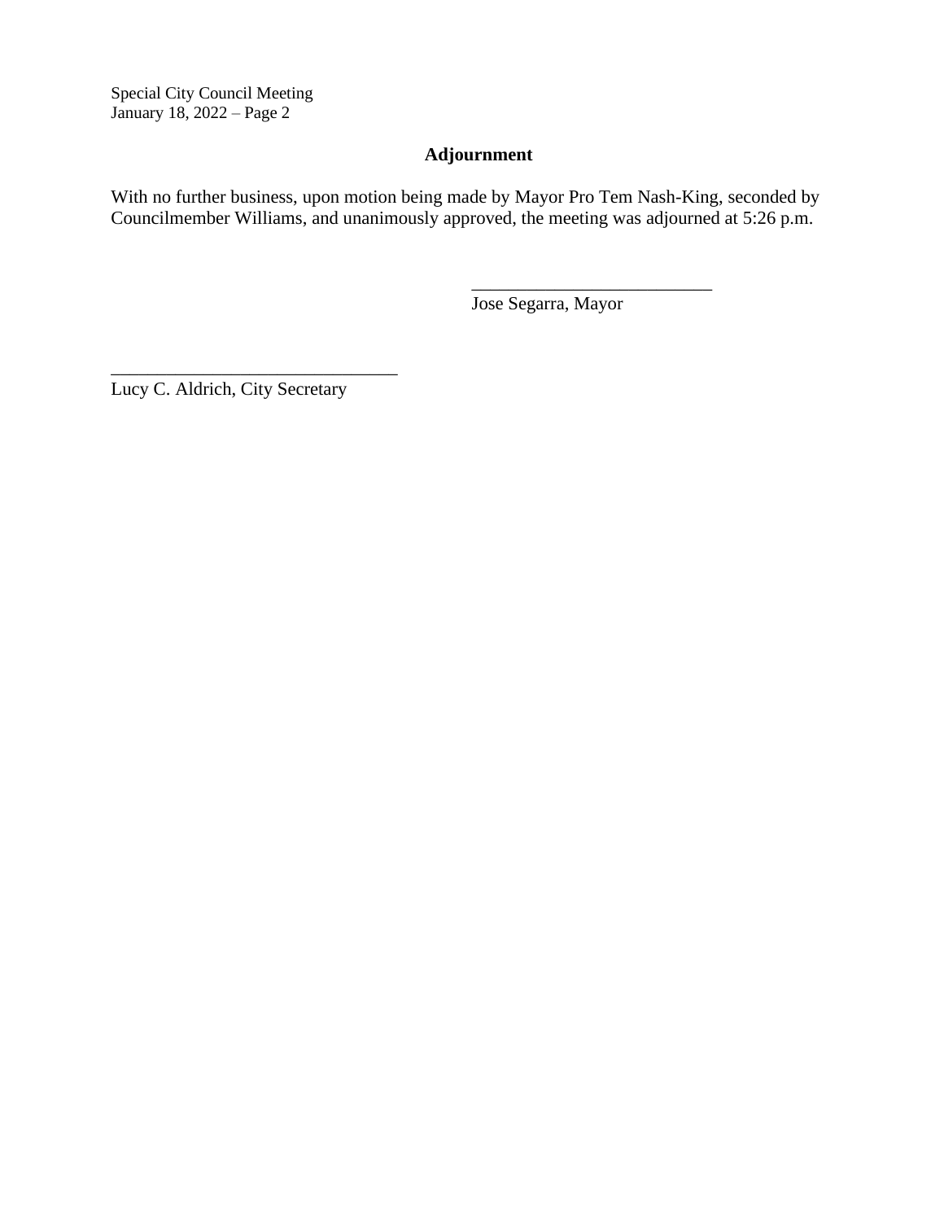## Adjournment

With no further business, upon motion being made by Mayor Pro Tem Nash-King, seconded by Councilmember Williams, and unanimously approved, the meeting was adjourned at 5:26 p.m.

\_\_\_\_\_\_\_\_\_\_\_\_\_\_\_\_\_\_\_\_\_\_\_\_\_\_\_
Jose Segarra, Mayor

\_\_\_\_\_\_\_\_\_\_\_\_\_\_\_\_\_\_\_\_\_\_\_\_\_\_\_\_\_\_\_\_
Lucy C. Aldrich, City Secretary